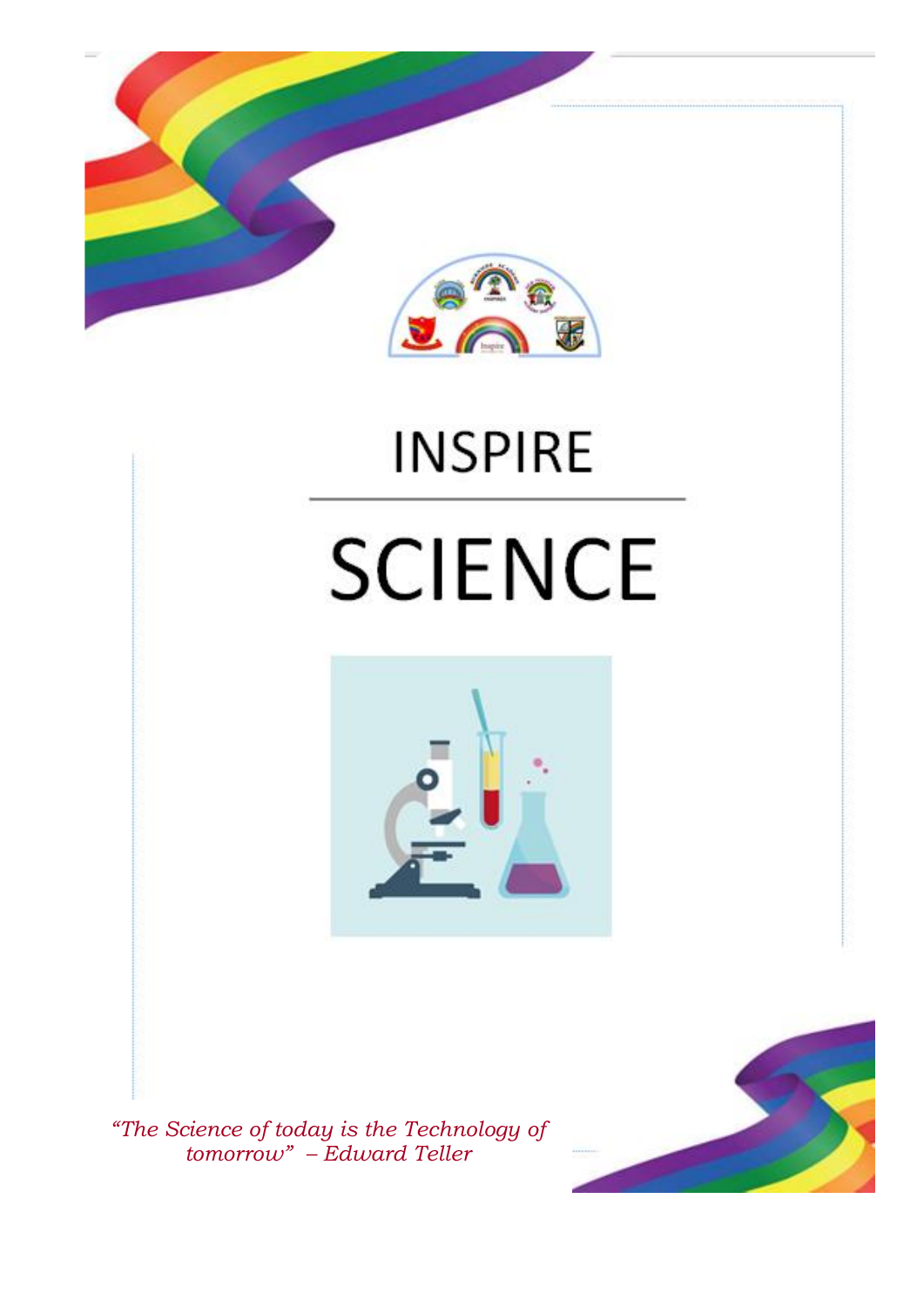# INSPIRE

# SCIENCE

*"The Science of today is the Technology of tomorrow" – Edward Teller*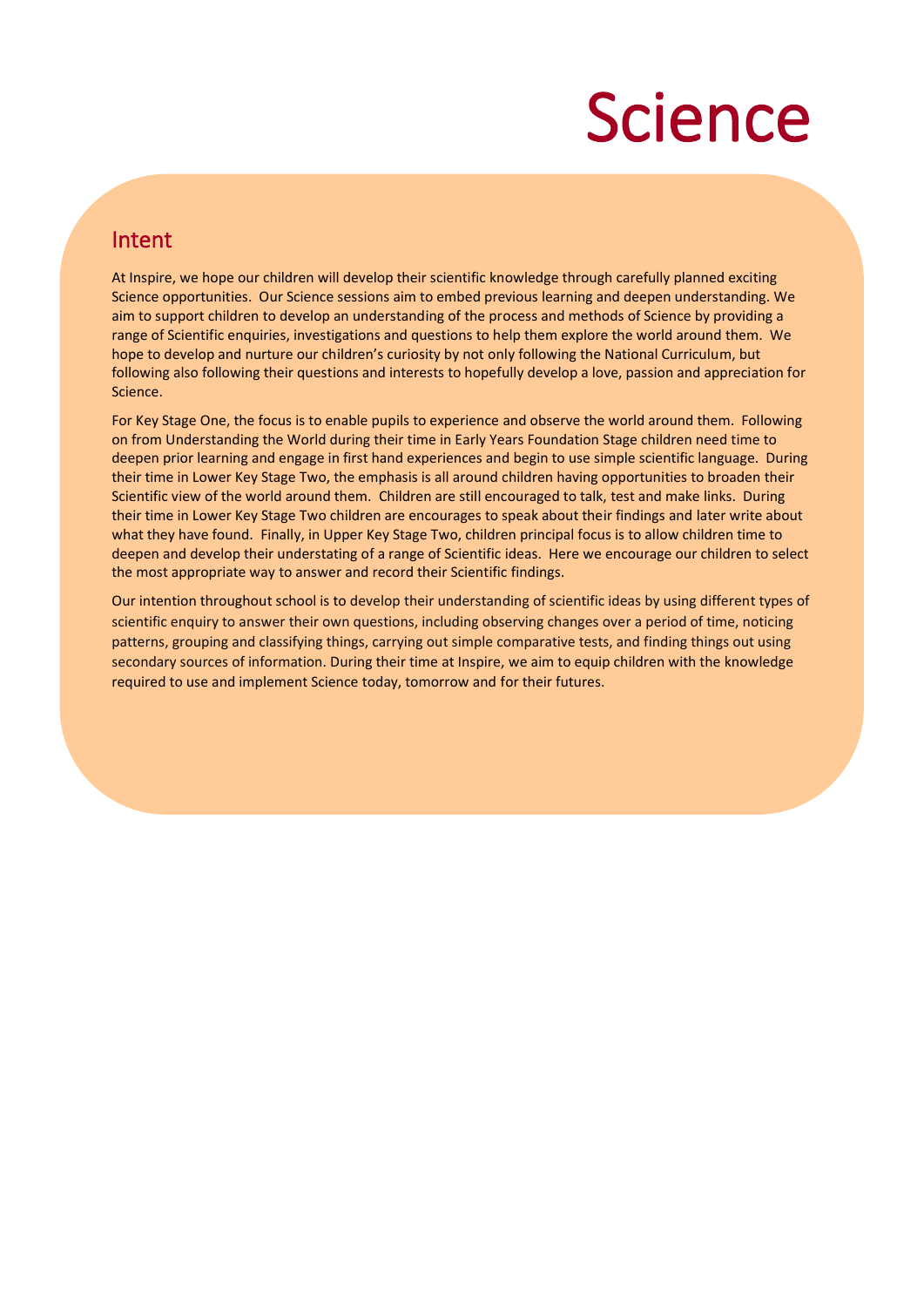# Science

## Intent

At Inspire, we hope our children will develop their scientific knowledge through carefully planned exciting Science opportunities. Our Science sessions aim to embed previous learning and deepen understanding. We aim to support children to develop an understanding of the process and methods of Science by providing a range of Scientific enquiries, investigations and questions to help them explore the world around them. We hope to develop and nurture our children's curiosity by not only following the National Curriculum, but following also following their questions and interests to hopefully develop a love, passion and appreciation for Science.

For Key Stage One, the focus is to enable pupils to experience and observe the world around them. Following on from Understanding the World during their time in Early Years Foundation Stage children need time to deepen prior learning and engage in first hand experiences and begin to use simple scientific language. During their time in Lower Key Stage Two, the emphasis is all around children having opportunities to broaden their Scientific view of the world around them. Children are still encouraged to talk, test and make links. During their time in Lower Key Stage Two children are encourages to speak about their findings and later write about what they have found. Finally, in Upper Key Stage Two, children principal focus is to allow children time to deepen and develop their understating of a range of Scientific ideas. Here we encourage our children to select the most appropriate way to answer and record their Scientific findings.

Our intention throughout school is to develop their understanding of scientific ideas by using different types of scientific enquiry to answer their own questions, including observing changes over a period of time, noticing patterns, grouping and classifying things, carrying out simple comparative tests, and finding things out using secondary sources of information. During their time at Inspire, we aim to equip children with the knowledge required to use and implement Science today, tomorrow and for their futures.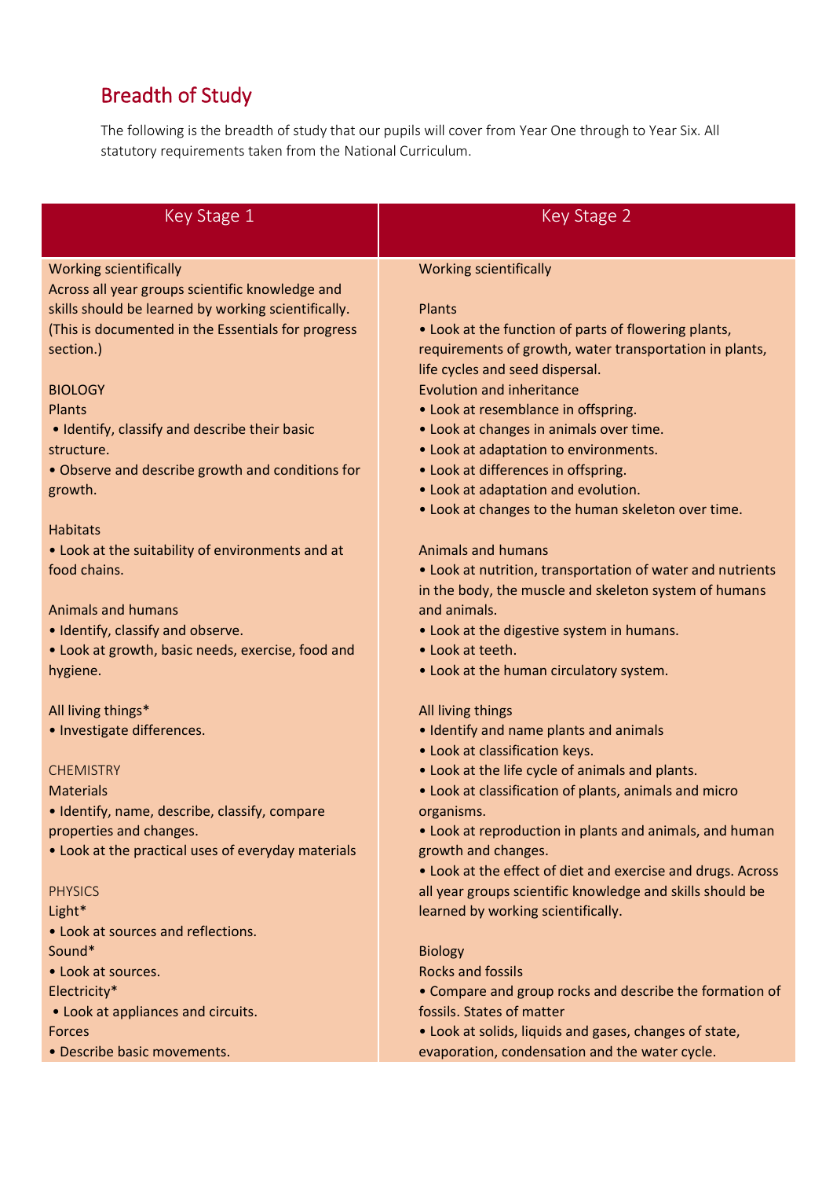## Breadth of Study

The following is the breadth of study that our pupils will cover from Year One through to Year Six. All statutory requirements taken from the National Curriculum.

| Key Stage 1 | Key Stage 2 |
|---|---|
| Working scientifically<br>Across all year groups scientific knowledge and skills should be learned by working scientifically. (This is documented in the Essentials for progress section.)<br><br>BIOLOGY<br>Plants<br>• Identify, classify and describe their basic structure.<br>• Observe and describe growth and conditions for growth.<br><br>Habitats<br>• Look at the suitability of environments and at food chains.<br><br>Animals and humans<br>• Identify, classify and observe.<br>• Look at growth, basic needs, exercise, food and hygiene.<br><br>All living things*<br>• Investigate differences.<br><br>CHEMISTRY<br>Materials<br>• Identify, name, describe, classify, compare properties and changes.<br>• Look at the practical uses of everyday materials<br><br>PHYSICS<br>Light*<br>• Look at sources and reflections.<br>Sound*<br>• Look at sources.<br>Electricity*<br>• Look at appliances and circuits.<br>Forces<br>• Describe basic movements. | Working scientifically<br><br>Plants<br>• Look at the function of parts of flowering plants, requirements of growth, water transportation in plants, life cycles and seed dispersal.<br>Evolution and inheritance<br>• Look at resemblance in offspring.<br>• Look at changes in animals over time.<br>• Look at adaptation to environments.<br>• Look at differences in offspring.<br>• Look at adaptation and evolution.<br>• Look at changes to the human skeleton over time.<br><br>Animals and humans<br>• Look at nutrition, transportation of water and nutrients in the body, the muscle and skeleton system of humans and animals.<br>• Look at the digestive system in humans.<br>• Look at teeth.<br>• Look at the human circulatory system.<br><br>All living things<br>• Identify and name plants and animals<br>• Look at classification keys.<br>• Look at the life cycle of animals and plants.<br>• Look at classification of plants, animals and micro organisms.<br>• Look at reproduction in plants and animals, and human growth and changes.<br>• Look at the effect of diet and exercise and drugs. Across all year groups scientific knowledge and skills should be learned by working scientifically.<br><br>Biology<br>Rocks and fossils<br>• Compare and group rocks and describe the formation of fossils. States of matter<br>• Look at solids, liquids and gases, changes of state, evaporation, condensation and the water cycle. |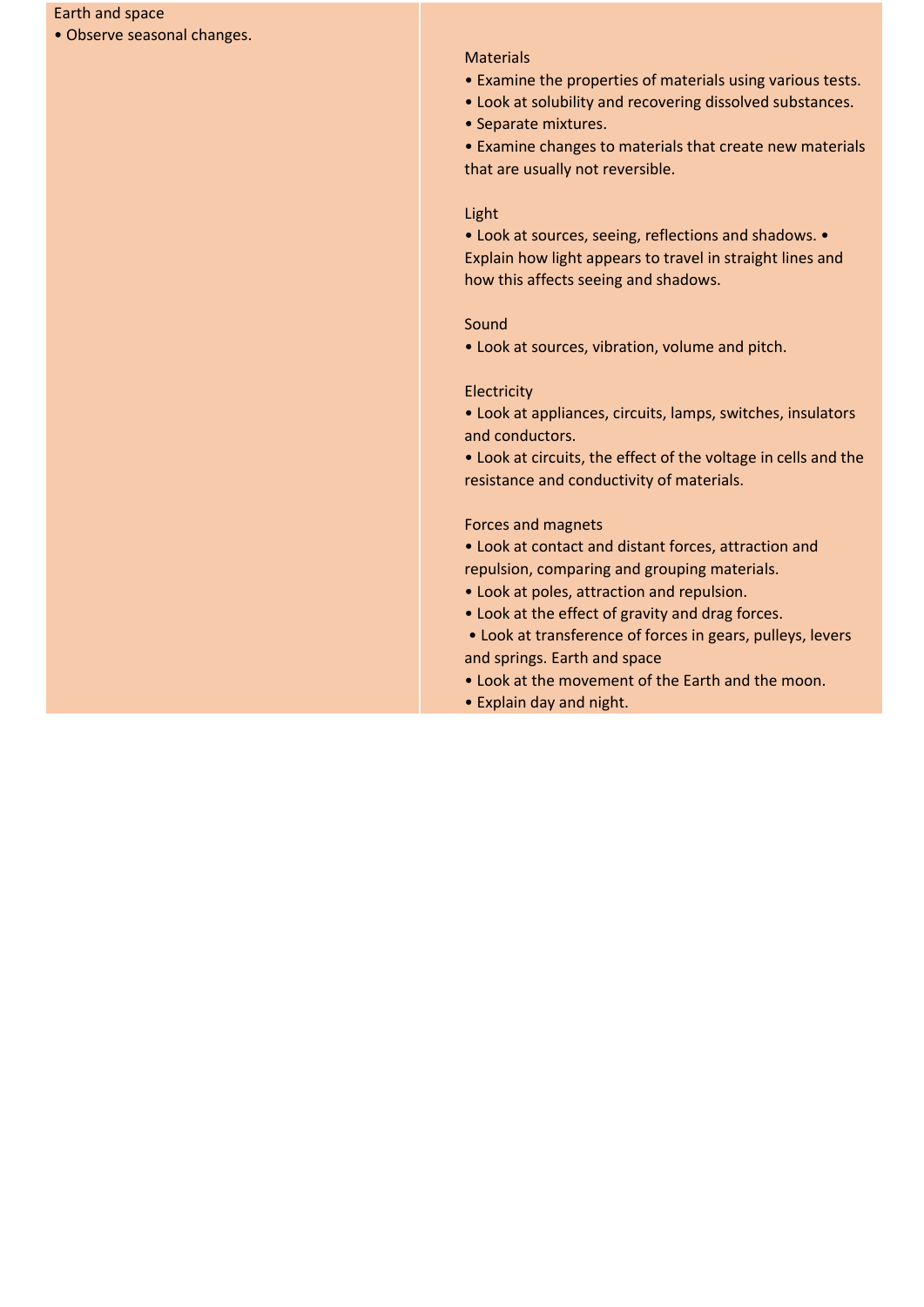| | |
|---|---|
| Earth and space<br>• Observe seasonal changes. | Materials<br>• Examine the properties of materials using various tests.<br>• Look at solubility and recovering dissolved substances.<br>• Separate mixtures.<br>• Examine changes to materials that create new materials that are usually not reversible.<br><br>Light<br>• Look at sources, seeing, reflections and shadows. • Explain how light appears to travel in straight lines and how this affects seeing and shadows.<br><br>Sound<br>• Look at sources, vibration, volume and pitch.<br><br>Electricity<br>• Look at appliances, circuits, lamps, switches, insulators and conductors.<br>• Look at circuits, the effect of the voltage in cells and the resistance and conductivity of materials.<br><br>Forces and magnets<br>• Look at contact and distant forces, attraction and repulsion, comparing and grouping materials.<br>• Look at poles, attraction and repulsion.<br>• Look at the effect of gravity and drag forces.<br>• Look at transference of forces in gears, pulleys, levers and springs. Earth and space<br>• Look at the movement of the Earth and the moon.<br>• Explain day and night. |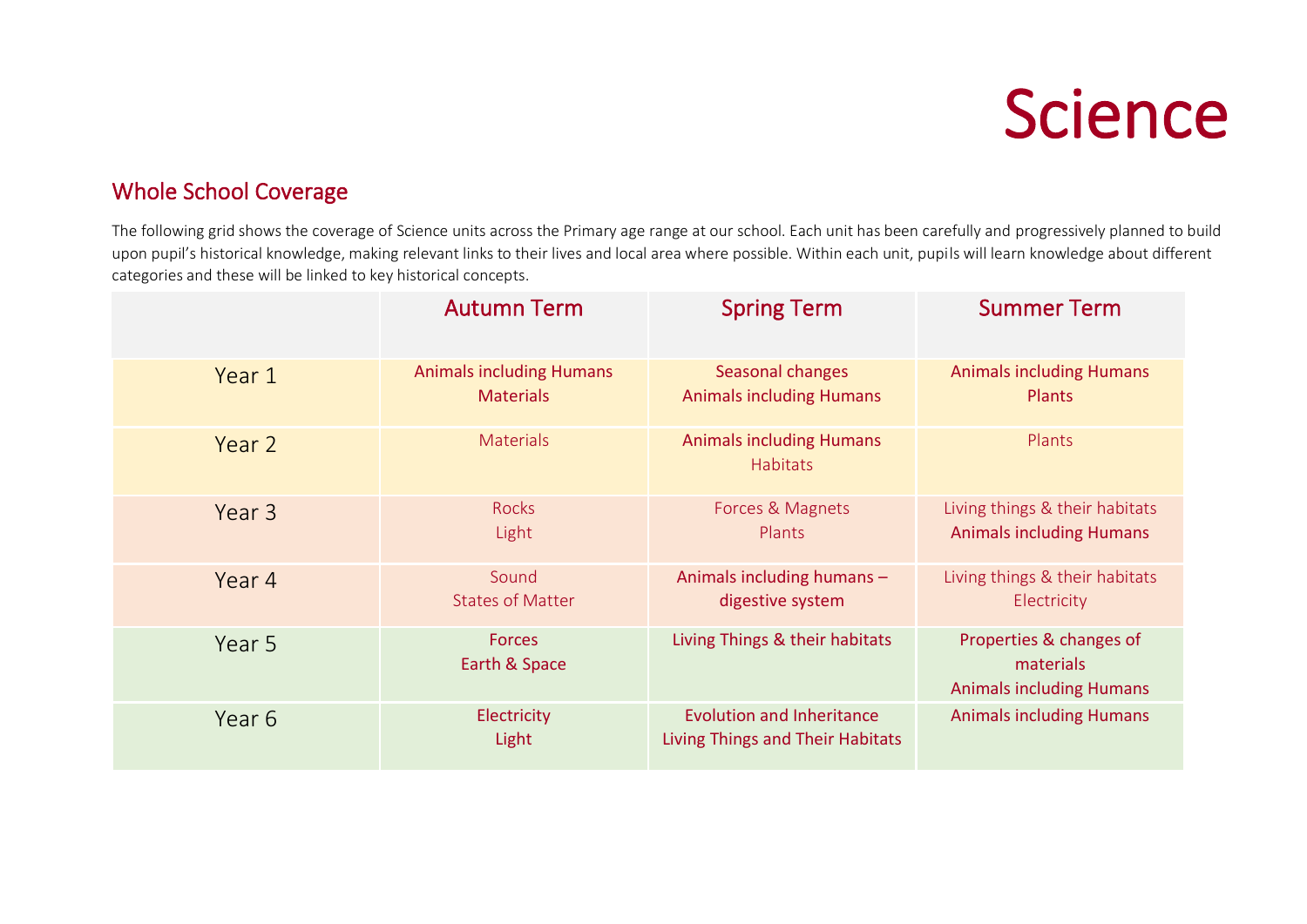# Science

## Whole School Coverage

The following grid shows the coverage of Science units across the Primary age range at our school. Each unit has been carefully and progressively planned to build upon pupil's historical knowledge, making relevant links to their lives and local area where possible. Within each unit, pupils will learn knowledge about different categories and these will be linked to key historical concepts.

| | Autumn Term | Spring Term | Summer Term |
|---|---|---|---|
| Year 1 | Animals including Humans<br>Materials | Seasonal changes<br>Animals including Humans | Animals including Humans<br>Plants |
| Year 2 | Materials | Animals including Humans<br>Habitats | Plants |
| Year 3 | Rocks<br>Light | Forces & Magnets<br>Plants | Living things & their habitats<br>Animals including Humans |
| Year 4 | Sound<br>States of Matter | Animals including humans – digestive system | Living things & their habitats<br>Electricity |
| Year 5 | Forces<br>Earth & Space | Living Things & their habitats | Properties & changes of materials<br>Animals including Humans |
| Year 6 | Electricity<br>Light | Evolution and Inheritance<br>Living Things and Their Habitats | Animals including Humans |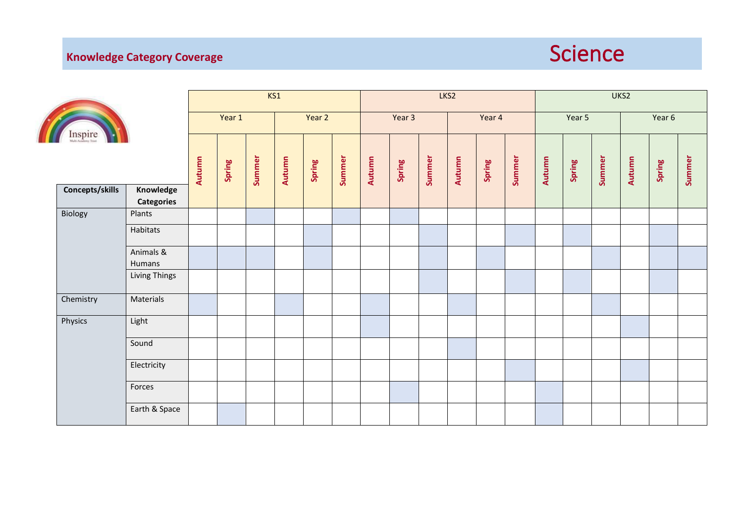## Knowledge Category Coverage

# Science

(■ = shaded cell, indicating the term in which the category is covered)

| Concepts/skills | Knowledge Categories | KS1 | | | | | | LKS2 | | | | | | UKS2 | | | | | |
|---|---|---|---|---|---|---|---|---|---|---|---|---|---|---|---|---|---|---|---|
| | | Year 1 | | | Year 2 | | | Year 3 | | | Year 4 | | | Year 5 | | | Year 6 | | |
| | | Autumn | Spring | Summer | Autumn | Spring | Summer | Autumn | Spring | Summer | Autumn | Spring | Summer | Autumn | Spring | Summer | Autumn | Spring | Summer |
| Biology | Plants | | | ■ | | | ■ | | ■ | | | | | | | | | | |
| | Habitats | | | | | ■ | | | | ■ | | | ■ | | ■ | | | ■ | |
| | Animals & Humans | ■ | ■ | ■ | | ■ | | | | ■ | | ■ | | | | ■ | | ■ | ■ |
| | Living Things | | | | | | | | | ■ | | | ■ | | ■ | | | ■ | |
| Chemistry | Materials | ■ | | | ■ | | | ■ | | | ■ | | | | | ■ | | | |
| Physics | Light | | | | | | | ■ | | | | | | | | | ■ | | |
| | Sound | | | | | | | | | | ■ | | | | | | | | |
| | Electricity | | | | | | | | | | | | ■ | | | | ■ | | |
| | Forces | | | | | | | | ■ | | | | | ■ | | | | | |
| | Earth & Space | | ■ | | | | | | | | | | | ■ | | | | | |